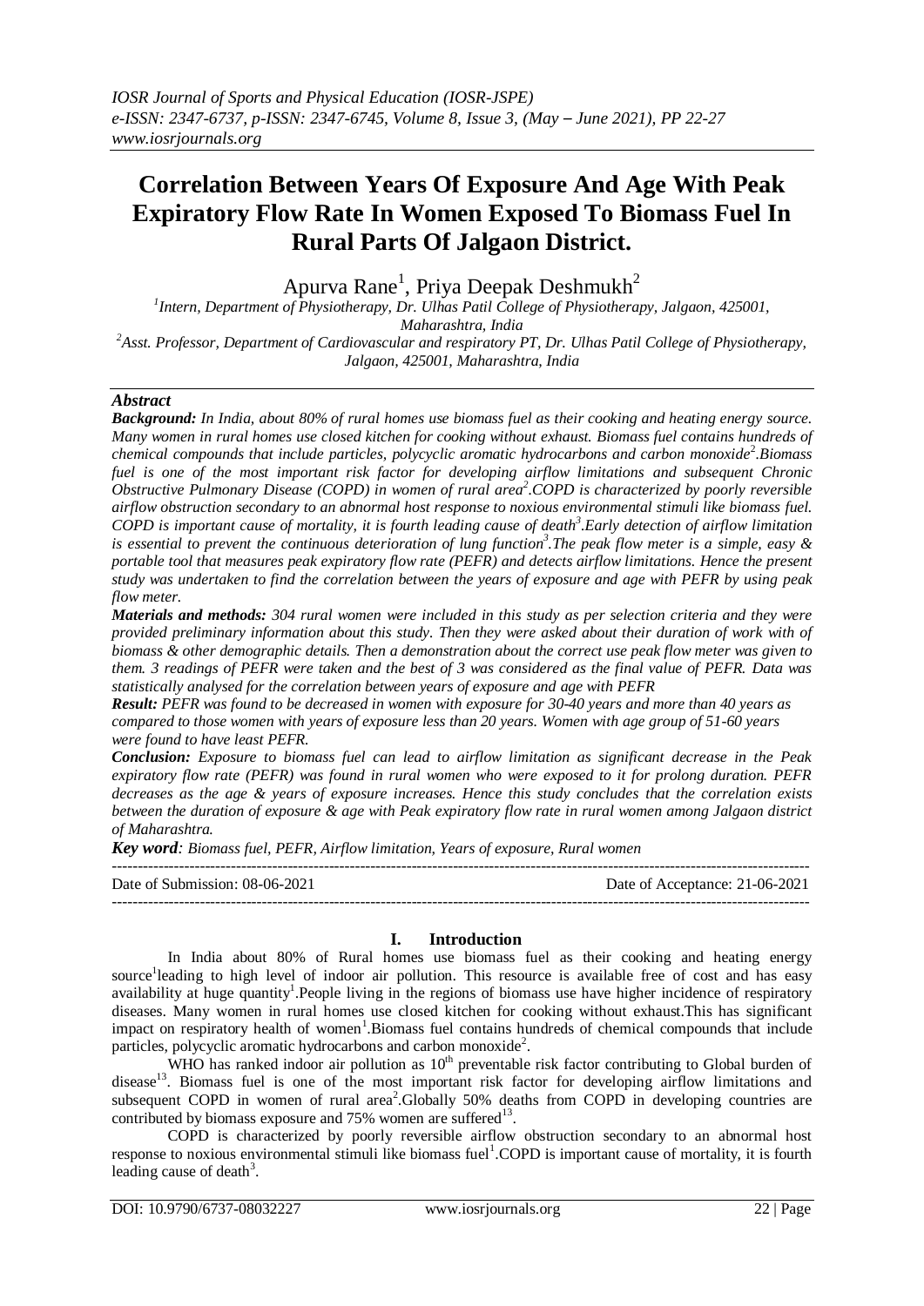# Correlation Between Years Of Exposure And Age With Peak Expiratory Flow Rate In Women Exposed To Biomass Fuel In Rural Parts Of Jalgaon District.

Apurva Rane[1], Priya Deepak Deshmukh[2]

[1]*Intern, Department of Physiotherapy, Dr. Ulhas Patil College of Physiotherapy, Jalgaon, 425001, Maharashtra, India*

[2]*Asst. Professor, Department of Cardiovascular and respiratory PT, Dr. Ulhas Patil College of Physiotherapy, Jalgaon, 425001, Maharashtra, India*

## *Abstract*

***Background:*** *In India, about 80% of rural homes use biomass fuel as their cooking and heating energy source. Many women in rural homes use closed kitchen for cooking without exhaust. Biomass fuel contains hundreds of chemical compounds that include particles, polycyclic aromatic hydrocarbons and carbon monoxide[2].Biomass fuel is one of the most important risk factor for developing airflow limitations and subsequent Chronic Obstructive Pulmonary Disease (COPD) in women of rural area[2].COPD is characterized by poorly reversible airflow obstruction secondary to an abnormal host response to noxious environmental stimuli like biomass fuel. COPD is important cause of mortality, it is fourth leading cause of death[3].Early detection of airflow limitation is essential to prevent the continuous deterioration of lung function[3].The peak flow meter is a simple, easy & portable tool that measures peak expiratory flow rate (PEFR) and detects airflow limitations. Hence the present study was undertaken to find the correlation between the years of exposure and age with PEFR by using peak flow meter.*

***Materials and methods:*** *304 rural women were included in this study as per selection criteria and they were provided preliminary information about this study. Then they were asked about their duration of work with of biomass & other demographic details. Then a demonstration about the correct use peak flow meter was given to them. 3 readings of PEFR were taken and the best of 3 was considered as the final value of PEFR. Data was statistically analysed for the correlation between years of exposure and age with PEFR*

***Result:*** *PEFR was found to be decreased in women with exposure for 30-40 years and more than 40 years as compared to those women with years of exposure less than 20 years. Women with age group of 51-60 years were found to have least PEFR.*

***Conclusion:*** *Exposure to biomass fuel can lead to airflow limitation as significant decrease in the Peak expiratory flow rate (PEFR) was found in rural women who were exposed to it for prolong duration. PEFR decreases as the age & years of exposure increases. Hence this study concludes that the correlation exists between the duration of exposure & age with Peak expiratory flow rate in rural women among Jalgaon district of Maharashtra.*

***Key word****: Biomass fuel, PEFR, Airflow limitation, Years of exposure, Rural women*

---

Date of Submission: 08-06-2021 Date of Acceptance: 21-06-2021

---

## I. Introduction

In India about 80% of Rural homes use biomass fuel as their cooking and heating energy source[1]leading to high level of indoor air pollution. This resource is available free of cost and has easy availability at huge quantity[1].People living in the regions of biomass use have higher incidence of respiratory diseases. Many women in rural homes use closed kitchen for cooking without exhaust.This has significant impact on respiratory health of women[1].Biomass fuel contains hundreds of chemical compounds that include particles, polycyclic aromatic hydrocarbons and carbon monoxide[2].

WHO has ranked indoor air pollution as 10th preventable risk factor contributing to Global burden of disease[13]. Biomass fuel is one of the most important risk factor for developing airflow limitations and subsequent COPD in women of rural area[2].Globally 50% deaths from COPD in developing countries are contributed by biomass exposure and 75% women are suffered[13].

COPD is characterized by poorly reversible airflow obstruction secondary to an abnormal host response to noxious environmental stimuli like biomass fuel[1].COPD is important cause of mortality, it is fourth leading cause of death[3].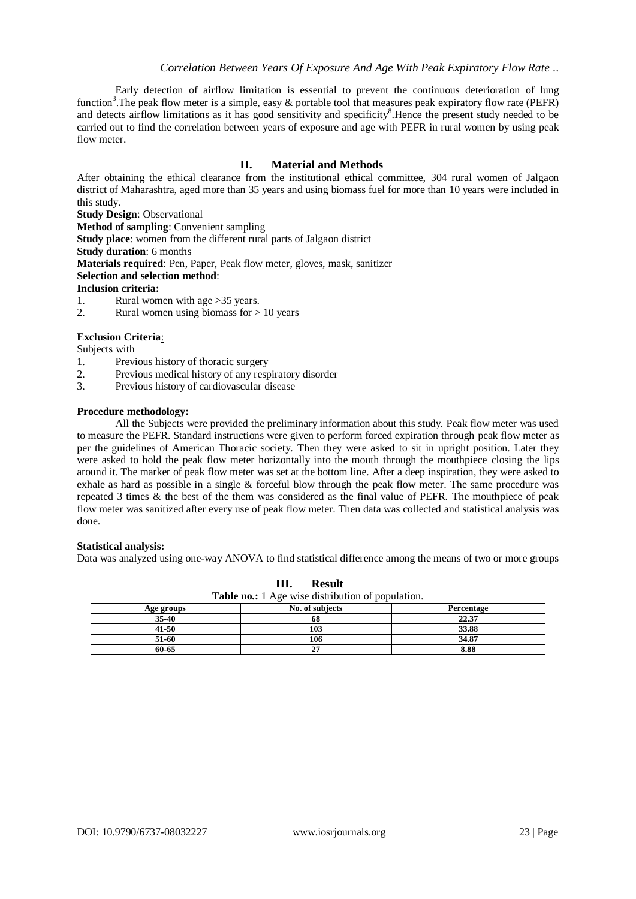Early detection of airflow limitation is essential to prevent the continuous deterioration of lung function[3].The peak flow meter is a simple, easy & portable tool that measures peak expiratory flow rate (PEFR) and detects airflow limitations as it has good sensitivity and specificity[8].Hence the present study needed to be carried out to find the correlation between years of exposure and age with PEFR in rural women by using peak flow meter.

## II. Material and Methods

After obtaining the ethical clearance from the institutional ethical committee, 304 rural women of Jalgaon district of Maharashtra, aged more than 35 years and using biomass fuel for more than 10 years were included in this study.

**Study Design**: Observational
**Method of sampling**: Convenient sampling
**Study place**: women from the different rural parts of Jalgaon district
**Study duration**: 6 months
**Materials required**: Pen, Paper, Peak flow meter, gloves, mask, sanitizer
**Selection and selection method**:
**Inclusion criteria:**

1. Rural women with age >35 years.
2. Rural women using biomass for > 10 years

**Exclusion Criteria**:

Subjects with

1. Previous history of thoracic surgery
2. Previous medical history of any respiratory disorder
3. Previous history of cardiovascular disease

**Procedure methodology:**

All the Subjects were provided the preliminary information about this study. Peak flow meter was used to measure the PEFR. Standard instructions were given to perform forced expiration through peak flow meter as per the guidelines of American Thoracic society. Then they were asked to sit in upright position. Later they were asked to hold the peak flow meter horizontally into the mouth through the mouthpiece closing the lips around it. The marker of peak flow meter was set at the bottom line. After a deep inspiration, they were asked to exhale as hard as possible in a single & forceful blow through the peak flow meter. The same procedure was repeated 3 times & the best of the them was considered as the final value of PEFR. The mouthpiece of peak flow meter was sanitized after every use of peak flow meter. Then data was collected and statistical analysis was done.

**Statistical analysis:**

Data was analyzed using one-way ANOVA to find statistical difference among the means of two or more groups

## III. Result

**Table no.:** 1 Age wise distribution of population.

| Age groups | No. of subjects | Percentage |
|---|---|---|
| 35-40 | 68 | 22.37 |
| 41-50 | 103 | 33.88 |
| 51-60 | 106 | 34.87 |
| 60-65 | 27 | 8.88 |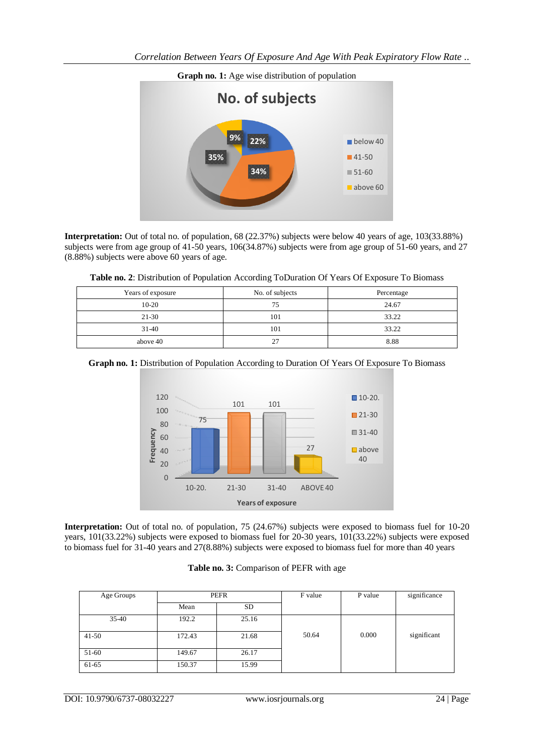**Graph no. 1:** Age wise distribution of population

**Interpretation:** Out of total no. of population, 68 (22.37%) subjects were below 40 years of age, 103(33.88%) subjects were from age group of 41-50 years, 106(34.87%) subjects were from age group of 51-60 years, and 27 (8.88%) subjects were above 60 years of age.

**Table no. 2**: Distribution of Population According ToDuration Of Years Of Exposure To Biomass

| Years of exposure | No. of subjects | Percentage |
|---|---|---|
| 10-20 | 75 | 24.67 |
| 21-30 | 101 | 33.22 |
| 31-40 | 101 | 33.22 |
| above 40 | 27 | 8.88 |

**Graph no. 1:** Distribution of Population According to Duration Of Years Of Exposure To Biomass

**Interpretation:** Out of total no. of population, 75 (24.67%) subjects were exposed to biomass fuel for 10-20 years, 101(33.22%) subjects were exposed to biomass fuel for 20-30 years, 101(33.22%) subjects were exposed to biomass fuel for 31-40 years and 27(8.88%) subjects were exposed to biomass fuel for more than 40 years

**Table no. 3:** Comparison of PEFR with age

| Age Groups | PEFR | | F value | P value | significance |
|---|---|---|---|---|---|
| | Mean | SD | | | |
| 35-40 | 192.2 | 25.16 | 50.64 | 0.000 | significant |
| 41-50 | 172.43 | 21.68 | | | |
| 51-60 | 149.67 | 26.17 | | | |
| 61-65 | 150.37 | 15.99 | | | |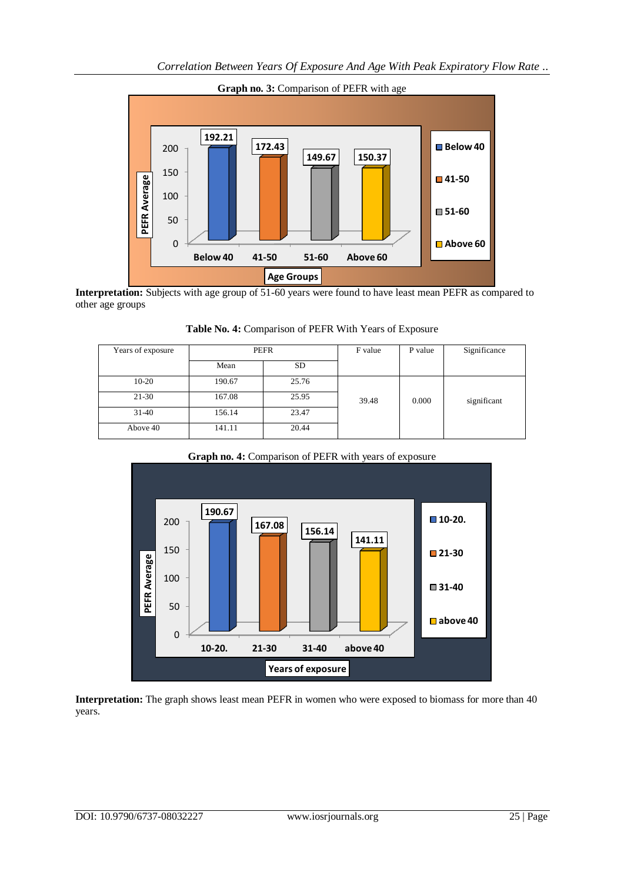**Graph no. 3:** Comparison of PEFR with age

**Interpretation:** Subjects with age group of 51-60 years were found to have least mean PEFR as compared to other age groups

**Table No. 4:** Comparison of PEFR With Years of Exposure

| Years of exposure | PEFR | | F value | P value | Significance |
|---|---|---|---|---|---|
| | Mean | SD | | | |
| 10-20 | 190.67 | 25.76 | 39.48 | 0.000 | significant |
| 21-30 | 167.08 | 25.95 | | | |
| 31-40 | 156.14 | 23.47 | | | |
| Above 40 | 141.11 | 20.44 | | | |

**Graph no. 4:** Comparison of PEFR with years of exposure

**Interpretation:** The graph shows least mean PEFR in women who were exposed to biomass for more than 40 years.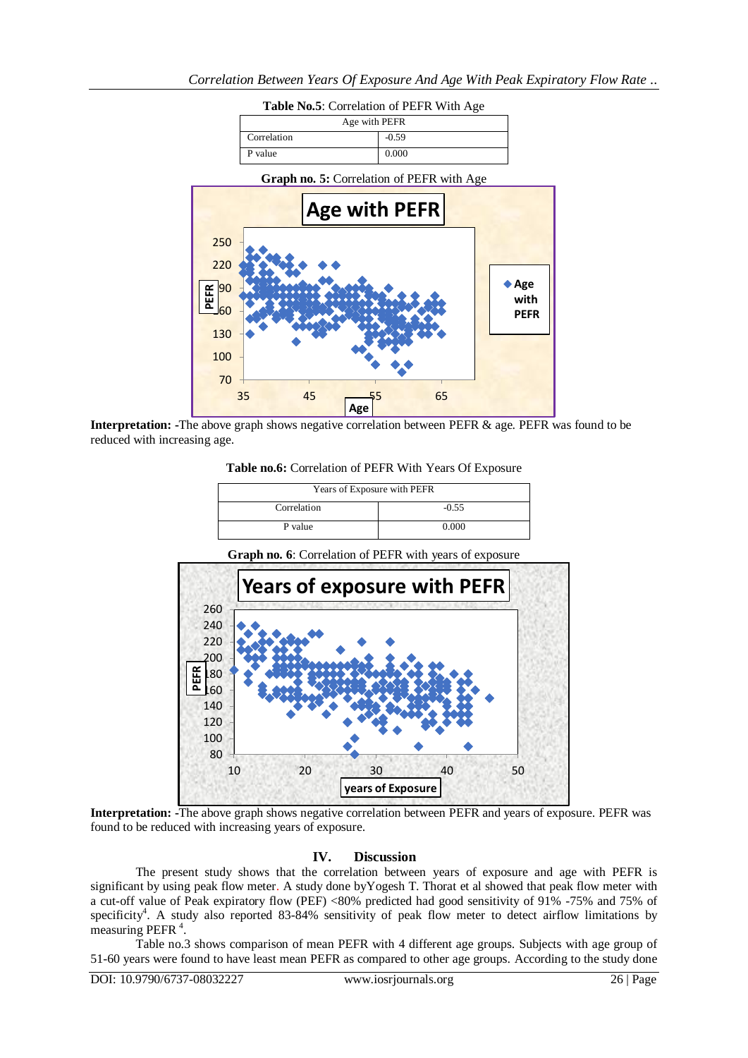**Table No.5**: Correlation of PEFR With Age

| Age with PEFR | |
|---|---|
| Correlation | -0.59 |
| P value | 0.000 |

**Graph no. 5:** Correlation of PEFR with Age

**Interpretation: -**The above graph shows negative correlation between PEFR & age. PEFR was found to be reduced with increasing age.

**Table no.6:** Correlation of PEFR With Years Of Exposure

| Years of Exposure with PEFR | |
|---|---|
| Correlation | -0.55 |
| P value | 0.000 |

**Graph no. 6**: Correlation of PEFR with years of exposure

**Interpretation: -**The above graph shows negative correlation between PEFR and years of exposure. PEFR was found to be reduced with increasing years of exposure.

## IV. Discussion

The present study shows that the correlation between years of exposure and age with PEFR is significant by using peak flow meter. A study done byYogesh T. Thorat et al showed that peak flow meter with a cut-off value of Peak expiratory flow (PEF) <80% predicted had good sensitivity of 91% -75% and 75% of specificity[4]. A study also reported 83-84% sensitivity of peak flow meter to detect airflow limitations by measuring PEFR [4].

Table no.3 shows comparison of mean PEFR with 4 different age groups. Subjects with age group of 51-60 years were found to have least mean PEFR as compared to other age groups. According to the study done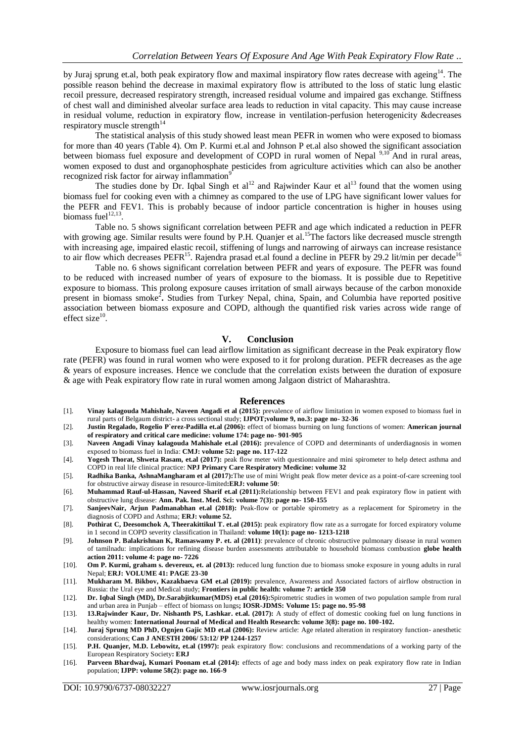by Juraj sprung et.al, both peak expiratory flow and maximal inspiratory flow rates decrease with ageing[14]. The possible reason behind the decrease in maximal expiratory flow is attributed to the loss of static lung elastic recoil pressure, decreased respiratory strength, increased residual volume and impaired gas exchange. Stiffness of chest wall and diminished alveolar surface area leads to reduction in vital capacity. This may cause increase in residual volume, reduction in expiratory flow, increase in ventilation-perfusion heterogenicity &decreases respiratory muscle strength[14]

The statistical analysis of this study showed least mean PEFR in women who were exposed to biomass for more than 40 years (Table 4). Om P. Kurmi et.al and Johnson P et.al also showed the significant association between biomass fuel exposure and development of COPD in rural women of Nepal [9,10] And in rural areas, women exposed to dust and organophosphate pesticides from agriculture activities which can also be another recognized risk factor for airway inflammation[9]

The studies done by Dr. Iqbal Singh et al[12] and Rajwinder Kaur et al[13] found that the women using biomass fuel for cooking even with a chimney as compared to the use of LPG have significant lower values for the PEFR and FEV1. This is probably because of indoor particle concentration is higher in houses using biomass fuel[12,13].

Table no. 5 shows significant correlation between PEFR and age which indicated a reduction in PEFR with growing age. Similar results were found by P.H. Quanjer et al.[15]The factors like decreased muscle strength with increasing age, impaired elastic recoil, stiffening of lungs and narrowing of airways can increase resistance to air flow which decreases PEFR[15]. Rajendra prasad et.al found a decline in PEFR by 29.2 lit/min per decade[16]

Table no. 6 shows significant correlation between PEFR and years of exposure. The PEFR was found to be reduced with increased number of years of exposure to the biomass. It is possible due to Repetitive exposure to biomass. This prolong exposure causes irritation of small airways because of the carbon monoxide present in biomass smoke[2]**.** Studies from Turkey Nepal, china, Spain, and Columbia have reported positive association between biomass exposure and COPD, although the quantified risk varies across wide range of effect size[10].

## V. Conclusion

Exposure to biomass fuel can lead airflow limitation as significant decrease in the Peak expiratory flow rate (PEFR) was found in rural women who were exposed to it for prolong duration. PEFR decreases as the age & years of exposure increases. Hence we conclude that the correlation exists between the duration of exposure & age with Peak expiratory flow rate in rural women among Jalgaon district of Maharashtra.

## References

[1]. **Vinay kalagouda Mahishale, Naveen Angadi et al (2015):** prevalence of airflow limitation in women exposed to biomass fuel in rural parts of Belgaum district- a cross sectional study; **IJPOT;volume 9, no.3: page no- 32-36**

[2]. **Justin Regalado, Rogelio P`erez-Padilla et.al (2006):** effect of biomass burning on lung functions of women: **American journal of respiratory and critical care medicine: volume 174: page no- 901-905**

[3]. **Naveen Angadi Vinay kalagouda Mahishale et.al (2016):** prevalence of COPD and determinants of underdiagnosis in women exposed to biomass fuel in India: **CMJ: volume 52: page no. 117-122**

[4]. **Yogesh Thorat, Shweta Rasam, et.al (2017):** peak flow meter with questionnaire and mini spirometer to help detect asthma and COPD in real life clinical practice: **NPJ Primary Care Respiratory Medicine: volume 32**

[5]. **Radhika Banka, AshnaMangharam et al (2017):**The use of mini Wright peak flow meter device as a point-of-care screening tool for obstructive airway disease in resource-limited**:ERJ: volume 50**:

[6]. **Muhammad Rauf-ul-Hassan, Naveed Sharif et.al (2011):**Relationship between FEV1 and peak expiratory flow in patient with obstructive lung disease: **Ann. Pak. Inst. Med. Sci: volume 7(3): page no- 150-155**

[7]. **SanjeevNair, Arjun Padmanabhan et.al (2018):** Peak-flow or portable spirometry as a replacement for Spirometry in the diagnosis of COPD and Asthma; **ERJ: volume 52.**

[8]. **Pothirat C, Deesomchok A, Theerakittikul T. et.al (2015):** peak expiratory flow rate as a surrogate for forced expiratory volume in 1 second in COPD severity classification in Thailand: **volume 10(1): page no- 1213-1218**

[9]. **Johnson P. Balakrishnan K, Ramaswamy P. et. al (2011)**: prevalence of chronic obstructive pulmonary disease in rural women of tamilnadu: implications for refining disease burden assessments attributable to household biomass combustion **globe health action 2011: volume 4: page no- 7226**

[10]. **Om P. Kurmi, graham s. devereux, et. al (2013):** reduced lung function due to biomass smoke exposure in young adults in rural Nepal; **ERJ: VOLUME 41: PAGE 23-30**

[11]. **Mukharam M. Bikbov, Kazakbaeva GM et.al (2019):** prevalence, Awareness and Associated factors of airflow obstruction in Russia: the Ural eye and Medical study; **Frontiers in public health: volume 7: article 350**

[12]. **Dr. Iqbal Singh (MD), Dr.Sarabjitkumar(MDS) et.al (2016):**Spirometric studies in women of two population sample from rural and urban area in Punjab – effect of biomass on lungs**; IOSR-JDMS: Volume 15: page no. 95-98**

[13]. **13.Rajwinder Kaur, Dr. Nishanth PS, Lashkar. et.al. (2017):** A study of effect of domestic cooking fuel on lung functions in healthy women: **International Journal of Medical and Health Research: volume 3(8): page no. 100-102.**

[14]. **Juraj Sprung MD PhD, Ognjen Gajic MD et.al (2006):** Review article: Age related alteration in respiratory function- anesthetic considerations; **Can J ANESTH 2006/ 53:12/ PP 1244-1257**

[15]. **P.H. Quanjer, M.D. Lebowitz, et.al (1997):** peak expiratory flow: conclusions and recommendations of a working party of the European Respiratory Society**: ERJ**

[16]. **Parveen Bhardwaj, Kumari Poonam et.al (2014):** effects of age and body mass index on peak expiratory flow rate in Indian population; **IJPP: volume 58(2): page no. 166-9**